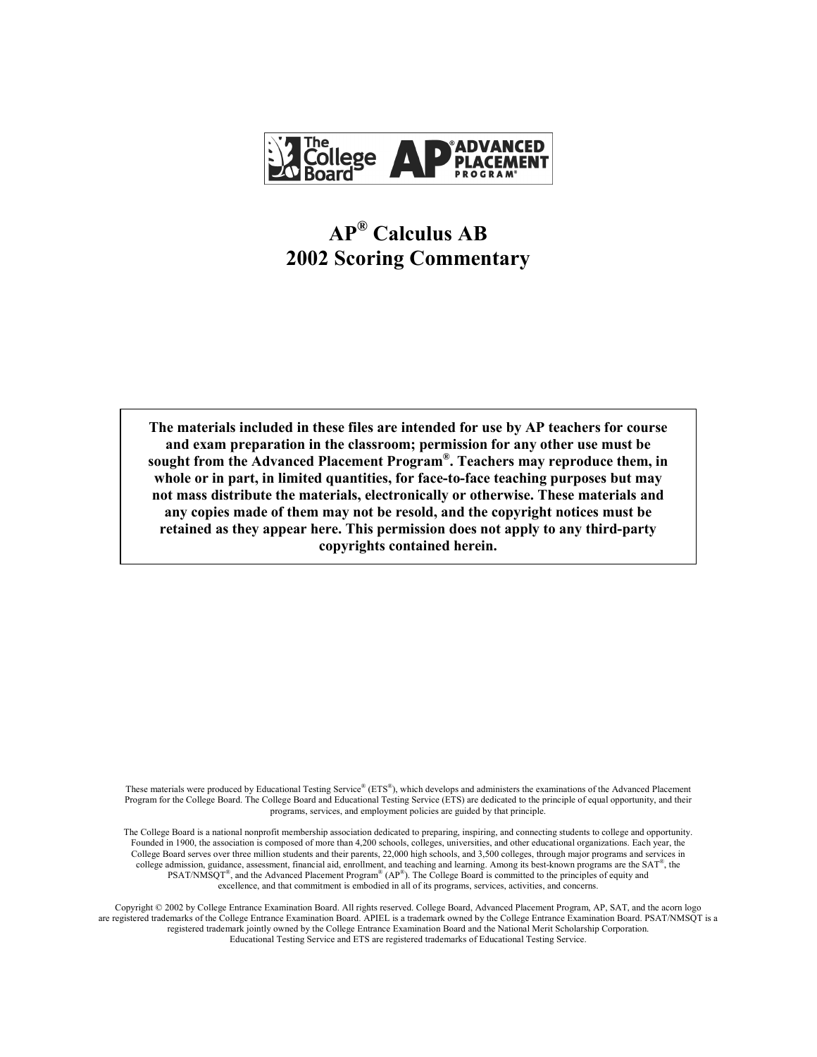# AP® Calculus AB
# 2002 Scoring Commentary

**The materials included in these files are intended for use by AP teachers for course and exam preparation in the classroom; permission for any other use must be sought from the Advanced Placement Program®. Teachers may reproduce them, in whole or in part, in limited quantities, for face-to-face teaching purposes but may not mass distribute the materials, electronically or otherwise. These materials and any copies made of them may not be resold, and the copyright notices must be retained as they appear here. This permission does not apply to any third-party copyrights contained herein.**

These materials were produced by Educational Testing Service® (ETS®), which develops and administers the examinations of the Advanced Placement Program for the College Board. The College Board and Educational Testing Service (ETS) are dedicated to the principle of equal opportunity, and their programs, services, and employment policies are guided by that principle.

The College Board is a national nonprofit membership association dedicated to preparing, inspiring, and connecting students to college and opportunity. Founded in 1900, the association is composed of more than 4,200 schools, colleges, universities, and other educational organizations. Each year, the College Board serves over three million students and their parents, 22,000 high schools, and 3,500 colleges, through major programs and services in college admission, guidance, assessment, financial aid, enrollment, and teaching and learning. Among its best-known programs are the SAT®, the PSAT/NMSQT®, and the Advanced Placement Program® (AP®). The College Board is committed to the principles of equity and excellence, and that commitment is embodied in all of its programs, services, activities, and concerns.

Copyright © 2002 by College Entrance Examination Board. All rights reserved. College Board, Advanced Placement Program, AP, SAT, and the acorn logo are registered trademarks of the College Entrance Examination Board. APIEL is a trademark owned by the College Entrance Examination Board. PSAT/NMSQT is a registered trademark jointly owned by the College Entrance Examination Board and the National Merit Scholarship Corporation. Educational Testing Service and ETS are registered trademarks of Educational Testing Service.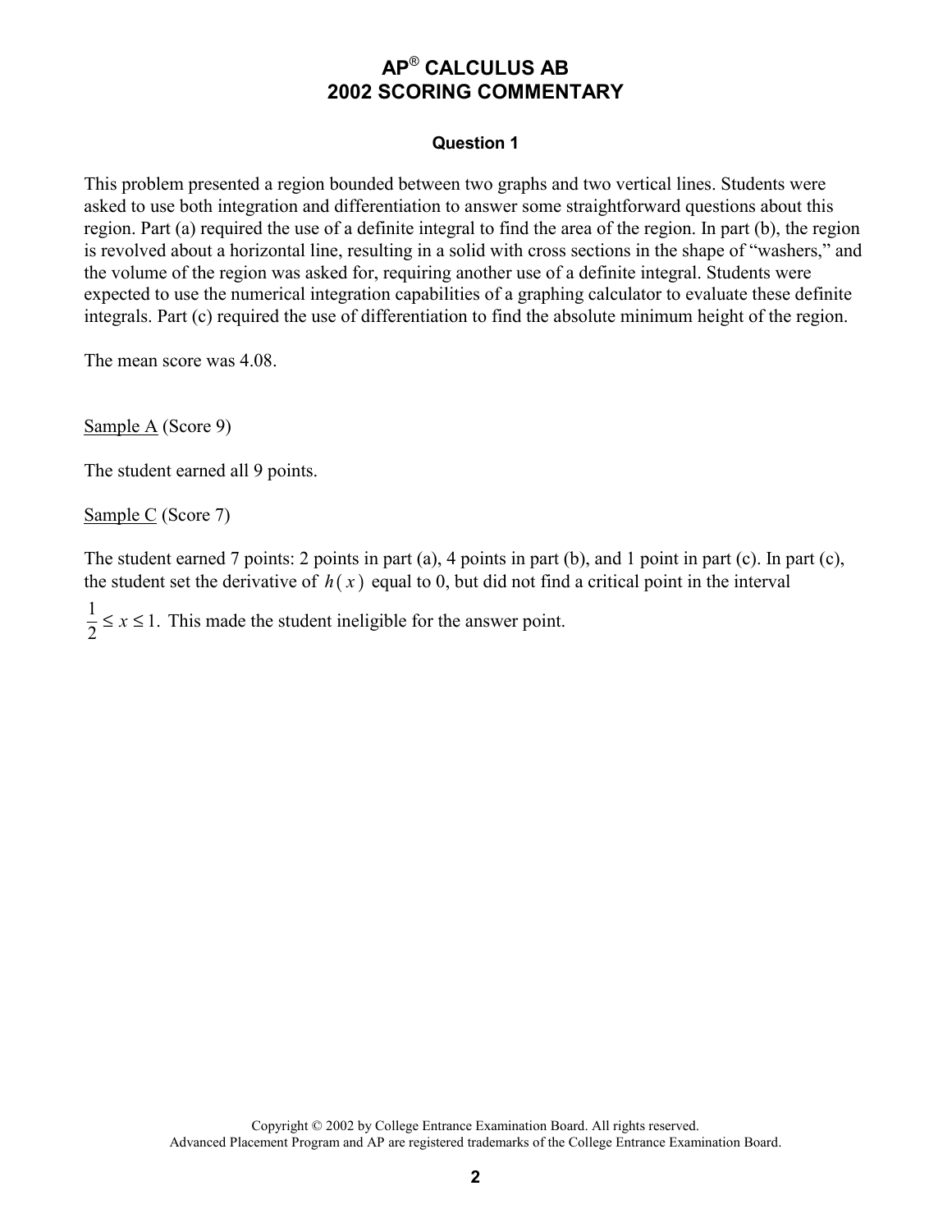# AP® CALCULUS AB
# 2002 SCORING COMMENTARY

### Question 1

This problem presented a region bounded between two graphs and two vertical lines. Students were asked to use both integration and differentiation to answer some straightforward questions about this region. Part (a) required the use of a definite integral to find the area of the region. In part (b), the region is revolved about a horizontal line, resulting in a solid with cross sections in the shape of "washers," and the volume of the region was asked for, requiring another use of a definite integral. Students were expected to use the numerical integration capabilities of a graphing calculator to evaluate these definite integrals. Part (c) required the use of differentiation to find the absolute minimum height of the region.

The mean score was 4.08.

<u>Sample A</u> (Score 9)

The student earned all 9 points.

<u>Sample C</u> (Score 7)

The student earned 7 points: 2 points in part (a), 4 points in part (b), and 1 point in part (c). In part (c), the student set the derivative of $h(x)$ equal to 0, but did not find a critical point in the interval $\frac{1}{2} \le x \le 1.$ This made the student ineligible for the answer point.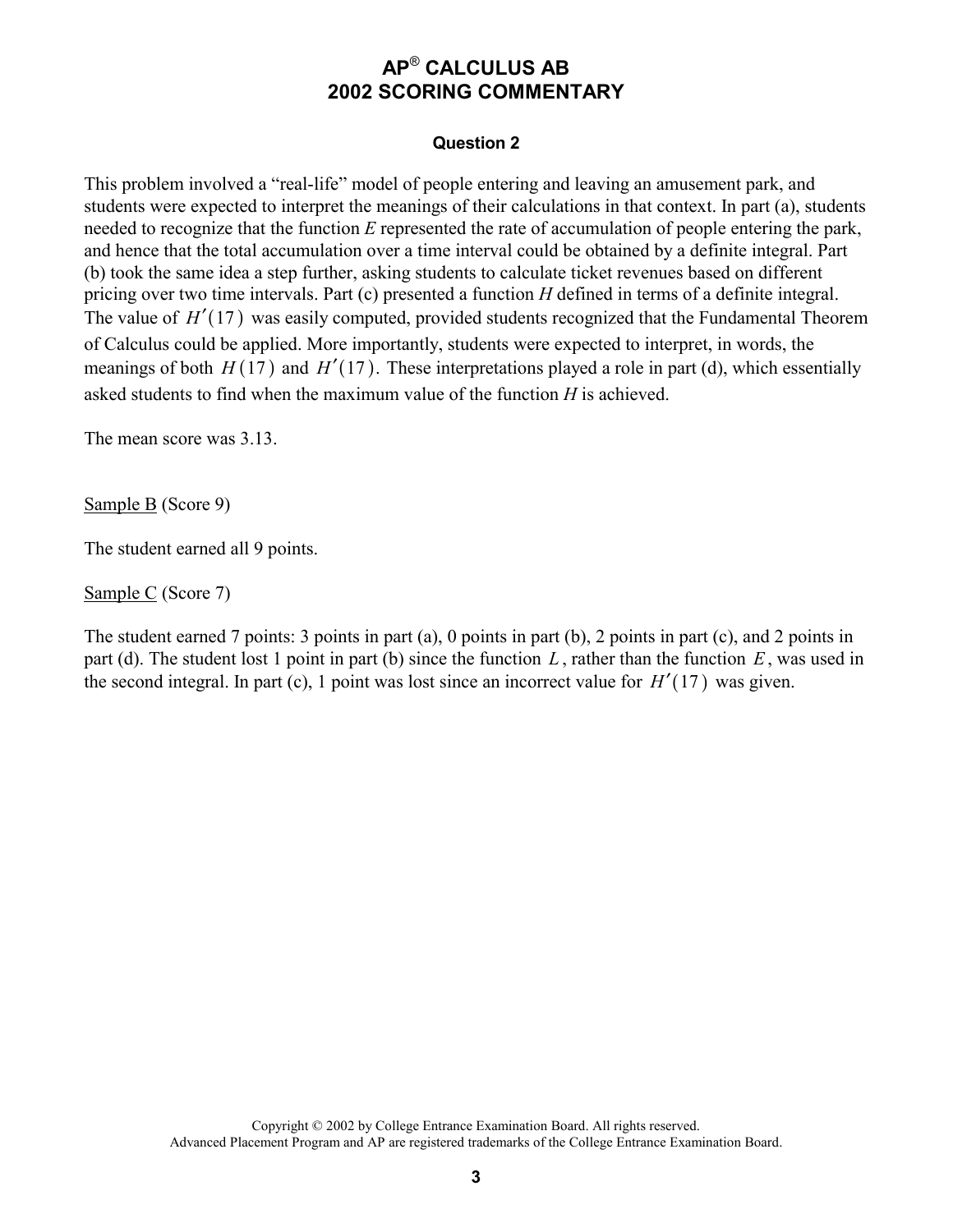# AP® CALCULUS AB 2002 SCORING COMMENTARY

### Question 2

This problem involved a "real-life" model of people entering and leaving an amusement park, and students were expected to interpret the meanings of their calculations in that context. In part (a), students needed to recognize that the function $E$ represented the rate of accumulation of people entering the park, and hence that the total accumulation over a time interval could be obtained by a definite integral. Part (b) took the same idea a step further, asking students to calculate ticket revenues based on different pricing over two time intervals. Part (c) presented a function $H$ defined in terms of a definite integral. The value of $H'(17)$ was easily computed, provided students recognized that the Fundamental Theorem of Calculus could be applied. More importantly, students were expected to interpret, in words, the meanings of both $H(17)$ and $H'(17)$. These interpretations played a role in part (d), which essentially asked students to find when the maximum value of the function $H$ is achieved.

The mean score was 3.13.

<u>Sample B</u> (Score 9)

The student earned all 9 points.

<u>Sample C</u> (Score 7)

The student earned 7 points: 3 points in part (a), 0 points in part (b), 2 points in part (c), and 2 points in part (d). The student lost 1 point in part (b) since the function $L$, rather than the function $E$, was used in the second integral. In part (c), 1 point was lost since an incorrect value for $H'(17)$ was given.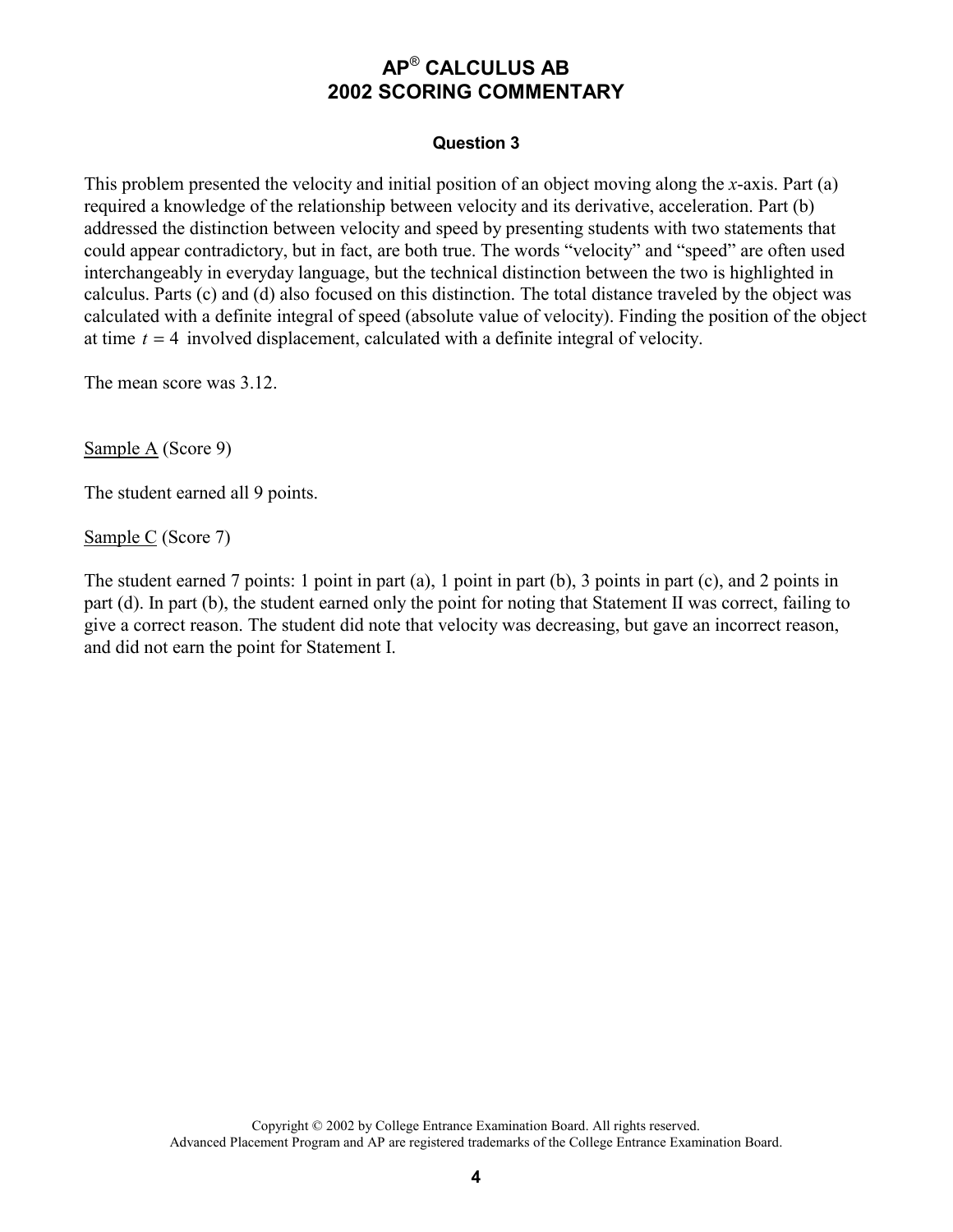# AP® CALCULUS AB
# 2002 SCORING COMMENTARY

### Question 3

This problem presented the velocity and initial position of an object moving along the $x$-axis. Part (a) required a knowledge of the relationship between velocity and its derivative, acceleration. Part (b) addressed the distinction between velocity and speed by presenting students with two statements that could appear contradictory, but in fact, are both true. The words "velocity" and "speed" are often used interchangeably in everyday language, but the technical distinction between the two is highlighted in calculus. Parts (c) and (d) also focused on this distinction. The total distance traveled by the object was calculated with a definite integral of speed (absolute value of velocity). Finding the position of the object at time $t = 4$ involved displacement, calculated with a definite integral of velocity.

The mean score was 3.12.

<u>Sample A</u> (Score 9)

The student earned all 9 points.

<u>Sample C</u> (Score 7)

The student earned 7 points: 1 point in part (a), 1 point in part (b), 3 points in part (c), and 2 points in part (d). In part (b), the student earned only the point for noting that Statement II was correct, failing to give a correct reason. The student did note that velocity was decreasing, but gave an incorrect reason, and did not earn the point for Statement I.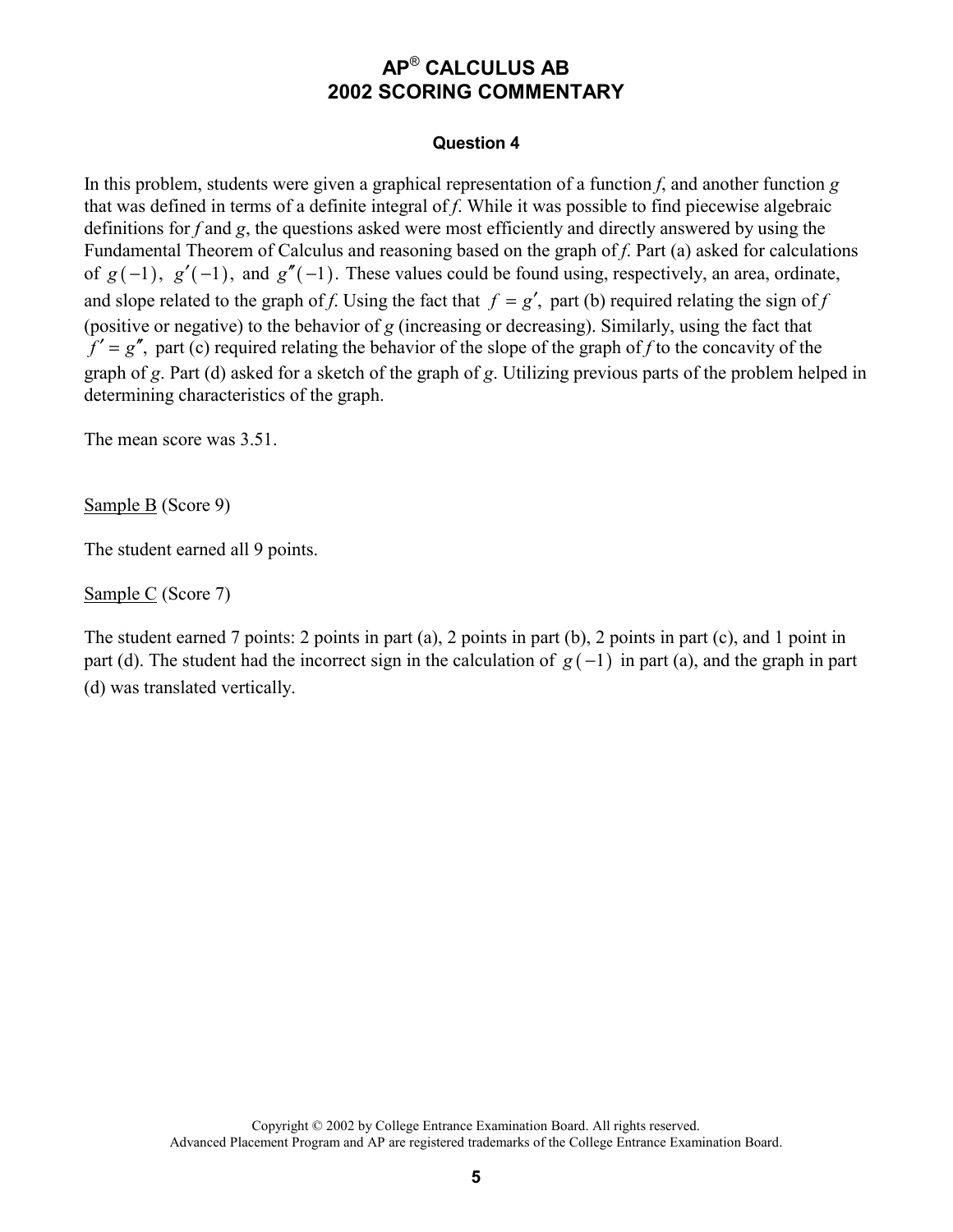# AP® CALCULUS AB
# 2002 SCORING COMMENTARY

### Question 4

In this problem, students were given a graphical representation of a function *f*, and another function *g* that was defined in terms of a definite integral of *f*. While it was possible to find piecewise algebraic definitions for *f* and *g*, the questions asked were most efficiently and directly answered by using the Fundamental Theorem of Calculus and reasoning based on the graph of *f*. Part (a) asked for calculations of $g(-1)$, $g'(-1)$, and $g''(-1)$. These values could be found using, respectively, an area, ordinate, and slope related to the graph of *f*. Using the fact that $f = g'$, part (b) required relating the sign of *f* (positive or negative) to the behavior of *g* (increasing or decreasing). Similarly, using the fact that $f' = g''$, part (c) required relating the behavior of the slope of the graph of *f* to the concavity of the graph of *g*. Part (d) asked for a sketch of the graph of *g*. Utilizing previous parts of the problem helped in determining characteristics of the graph.

The mean score was 3.51.

<u>Sample B</u> (Score 9)

The student earned all 9 points.

<u>Sample C</u> (Score 7)

The student earned 7 points: 2 points in part (a), 2 points in part (b), 2 points in part (c), and 1 point in part (d). The student had the incorrect sign in the calculation of $g(-1)$ in part (a), and the graph in part (d) was translated vertically.

Copyright © 2002 by College Entrance Examination Board. All rights reserved.
Advanced Placement Program and AP are registered trademarks of the College Entrance Examination Board.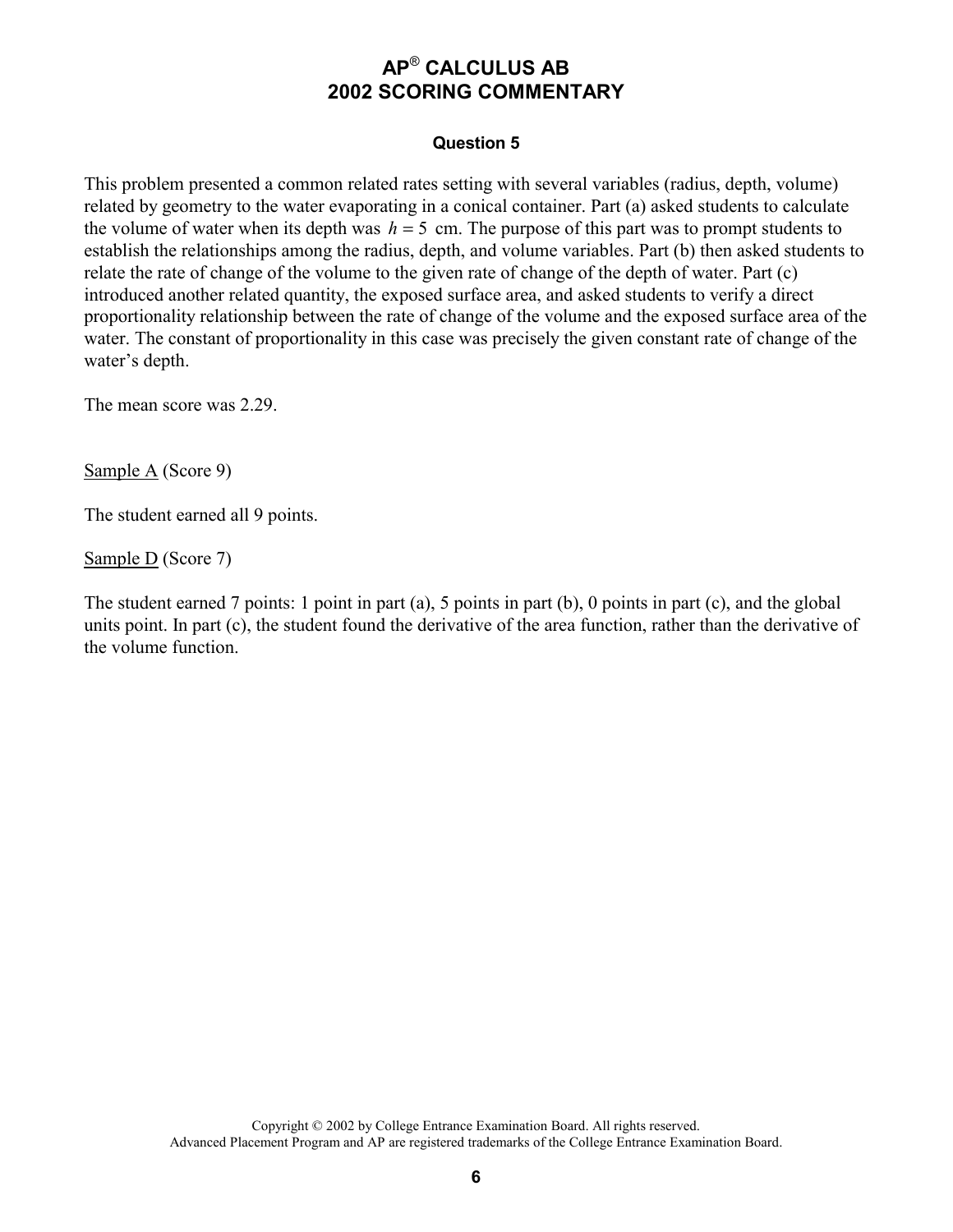# AP® CALCULUS AB
# 2002 SCORING COMMENTARY

### Question 5

This problem presented a common related rates setting with several variables (radius, depth, volume) related by geometry to the water evaporating in a conical container. Part (a) asked students to calculate the volume of water when its depth was $h = 5$ cm. The purpose of this part was to prompt students to establish the relationships among the radius, depth, and volume variables. Part (b) then asked students to relate the rate of change of the volume to the given rate of change of the depth of water. Part (c) introduced another related quantity, the exposed surface area, and asked students to verify a direct proportionality relationship between the rate of change of the volume and the exposed surface area of the water. The constant of proportionality in this case was precisely the given constant rate of change of the water's depth.

The mean score was 2.29.

Sample A (Score 9)

The student earned all 9 points.

Sample D (Score 7)

The student earned 7 points: 1 point in part (a), 5 points in part (b), 0 points in part (c), and the global units point. In part (c), the student found the derivative of the area function, rather than the derivative of the volume function.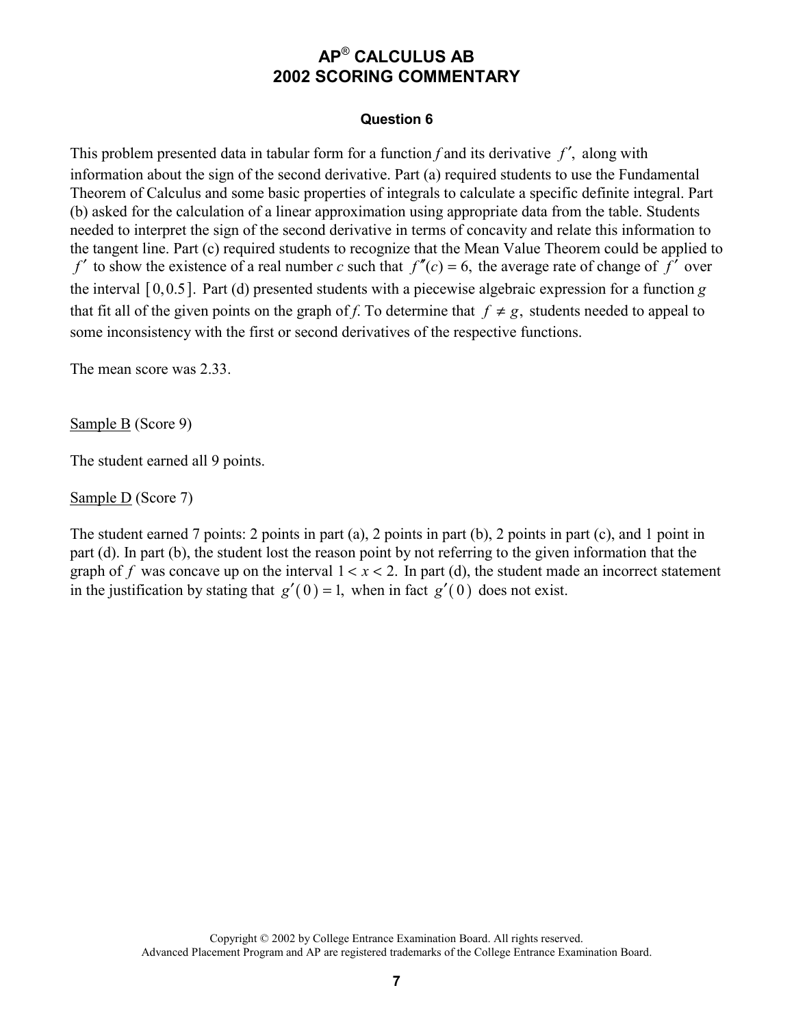# AP® CALCULUS AB
# 2002 SCORING COMMENTARY

### Question 6

This problem presented data in tabular form for a function $f$ and its derivative $f'$, along with information about the sign of the second derivative. Part (a) required students to use the Fundamental Theorem of Calculus and some basic properties of integrals to calculate a specific definite integral. Part (b) asked for the calculation of a linear approximation using appropriate data from the table. Students needed to interpret the sign of the second derivative in terms of concavity and relate this information to the tangent line. Part (c) required students to recognize that the Mean Value Theorem could be applied to $f'$ to show the existence of a real number $c$ such that $f''(c) = 6,$ the average rate of change of $f'$ over the interval $[0, 0.5]$. Part (d) presented students with a piecewise algebraic expression for a function $g$ that fit all of the given points on the graph of $f$. To determine that $f \neq g,$ students needed to appeal to some inconsistency with the first or second derivatives of the respective functions.

The mean score was 2.33.

Sample B (Score 9)

The student earned all 9 points.

Sample D (Score 7)

The student earned 7 points: 2 points in part (a), 2 points in part (b), 2 points in part (c), and 1 point in part (d). In part (b), the student lost the reason point by not referring to the given information that the graph of $f$ was concave up on the interval $1 < x < 2$. In part (d), the student made an incorrect statement in the justification by stating that $g'(0) = 1,$ when in fact $g'(0)$ does not exist.